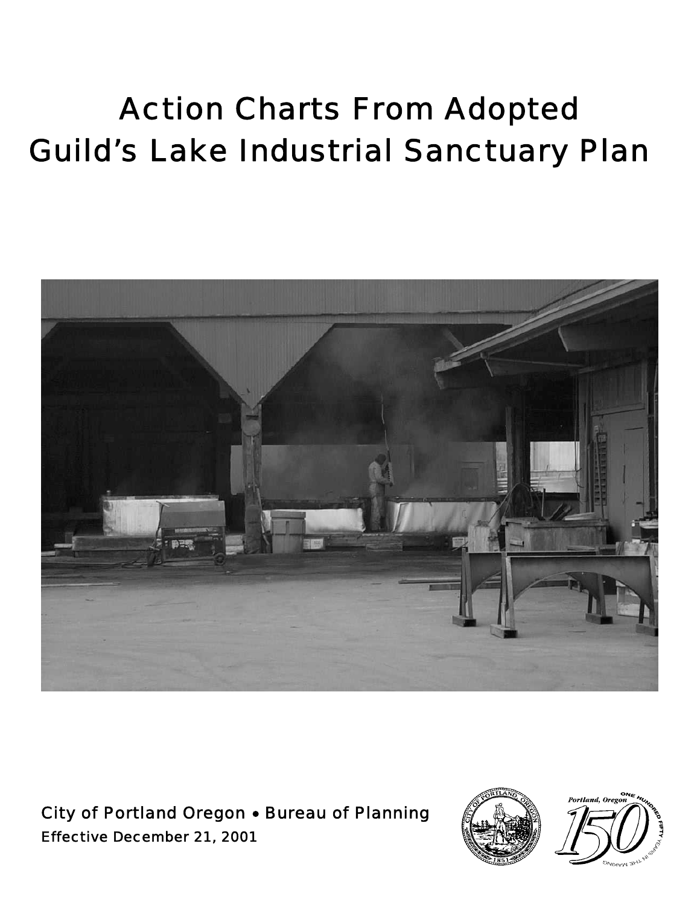# Action Charts From Adopted Guild's Lake Industrial Sanctuary Plan

City of Portland Oregon • Bureau of Planning

Effective December 21, 2001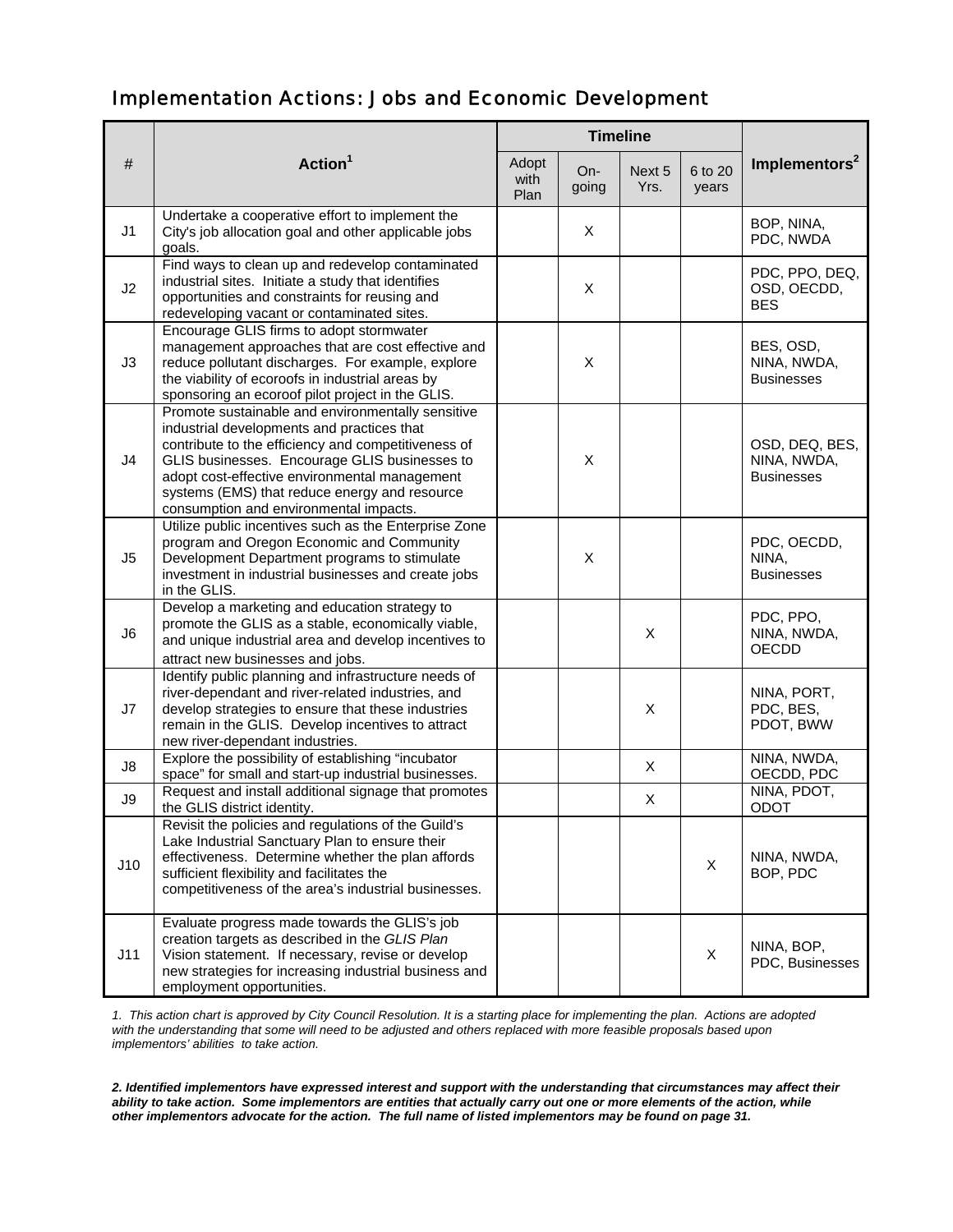## Implementation Actions: Jobs and Economic Development

| # | Action[1] | Timeline | | | | Implementors[2] |
|---|---|---|---|---|---|---|
| | | Adopt with Plan | On-going | Next 5 Yrs. | 6 to 20 years | |
| J1 | Undertake a cooperative effort to implement the City's job allocation goal and other applicable jobs goals. | | X | | | BOP, NINA, PDC, NWDA |
| J2 | Find ways to clean up and redevelop contaminated industrial sites. Initiate a study that identifies opportunities and constraints for reusing and redeveloping vacant or contaminated sites. | | X | | | PDC, PPO, DEQ, OSD, OECDD, BES |
| J3 | Encourage GLIS firms to adopt stormwater management approaches that are cost effective and reduce pollutant discharges. For example, explore the viability of ecoroofs in industrial areas by sponsoring an ecoroof pilot project in the GLIS. | | X | | | BES, OSD, NINA, NWDA, Businesses |
| J4 | Promote sustainable and environmentally sensitive industrial developments and practices that contribute to the efficiency and competitiveness of GLIS businesses. Encourage GLIS businesses to adopt cost-effective environmental management systems (EMS) that reduce energy and resource consumption and environmental impacts. | | X | | | OSD, DEQ, BES, NINA, NWDA, Businesses |
| J5 | Utilize public incentives such as the Enterprise Zone program and Oregon Economic and Community Development Department programs to stimulate investment in industrial businesses and create jobs in the GLIS. | | X | | | PDC, OECDD, NINA, Businesses |
| J6 | Develop a marketing and education strategy to promote the GLIS as a stable, economically viable, and unique industrial area and develop incentives to attract new businesses and jobs. | | | X | | PDC, PPO, NINA, NWDA, OECDD |
| J7 | Identify public planning and infrastructure needs of river-dependant and river-related industries, and develop strategies to ensure that these industries remain in the GLIS. Develop incentives to attract new river-dependant industries. | | | X | | NINA, PORT, PDC, BES, PDOT, BWW |
| J8 | Explore the possibility of establishing "incubator space" for small and start-up industrial businesses. | | | X | | NINA, NWDA, OECDD, PDC |
| J9 | Request and install additional signage that promotes the GLIS district identity. | | | X | | NINA, PDOT, ODOT |
| J10 | Revisit the policies and regulations of the Guild's Lake Industrial Sanctuary Plan to ensure their effectiveness. Determine whether the plan affords sufficient flexibility and facilitates the competitiveness of the area's industrial businesses. | | | | X | NINA, NWDA, BOP, PDC |
| J11 | Evaluate progress made towards the GLIS's job creation targets as described in the *GLIS Plan* Vision statement. If necessary, revise or develop new strategies for increasing industrial business and employment opportunities. | | | | X | NINA, BOP, PDC, Businesses |

*1. This action chart is approved by City Council Resolution. It is a starting place for implementing the plan. Actions are adopted with the understanding that some will need to be adjusted and others replaced with more feasible proposals based upon implementors' abilities to take action.*

***2. Identified implementors have expressed interest and support with the understanding that circumstances may affect their ability to take action. Some implementors are entities that actually carry out one or more elements of the action, while other implementors advocate for the action. The full name of listed implementors may be found on page 31.***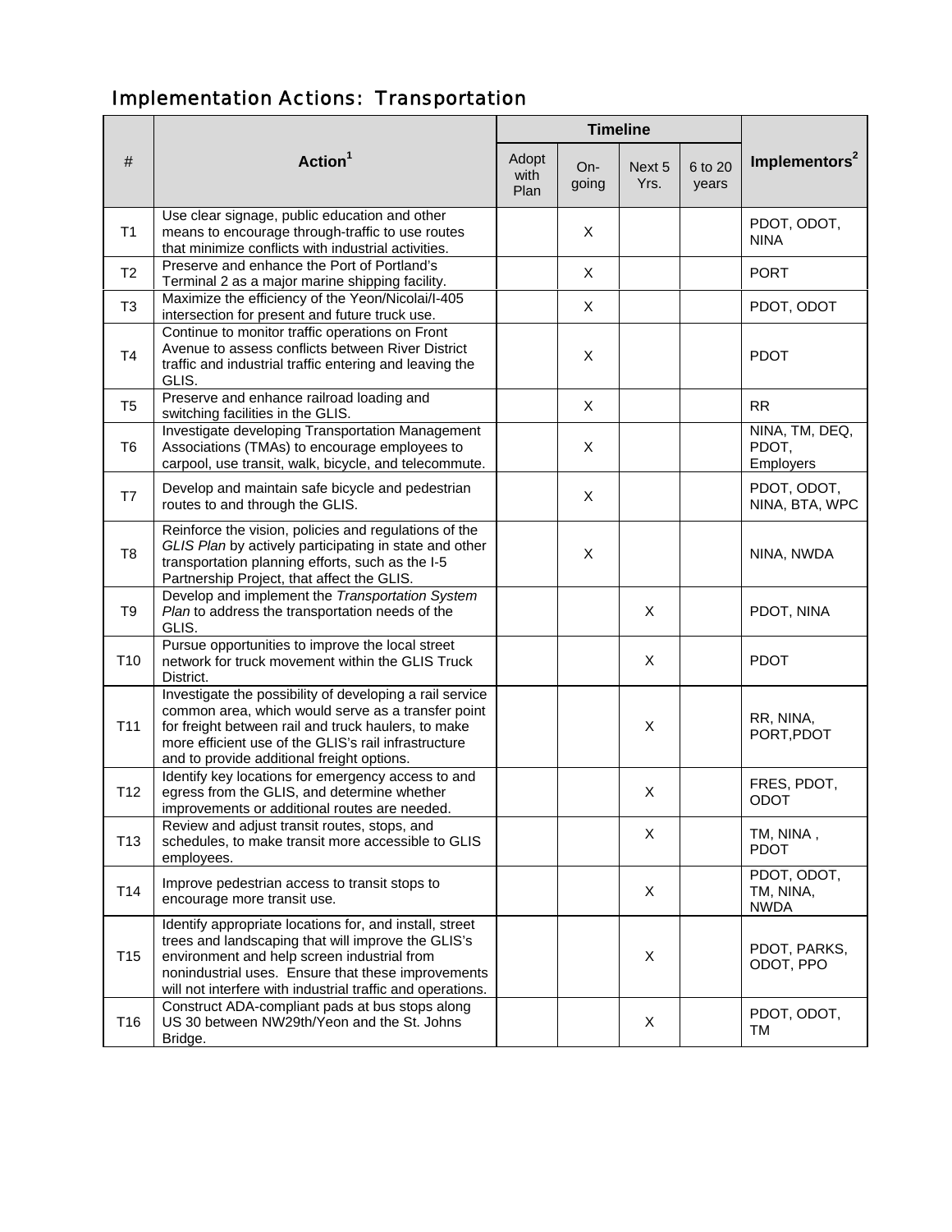## Implementation Actions: Transportation

| # | Action[1] | Timeline | | | | Implementors[2] |
|---|---|---|---|---|---|---|
| | | Adopt with Plan | On-going | Next 5 Yrs. | 6 to 20 years | |
| T1 | Use clear signage, public education and other means to encourage through-traffic to use routes that minimize conflicts with industrial activities. | | X | | | PDOT, ODOT, NINA |
| T2 | Preserve and enhance the Port of Portland's Terminal 2 as a major marine shipping facility. | | X | | | PORT |
| T3 | Maximize the efficiency of the Yeon/Nicolai/I-405 intersection for present and future truck use. | | X | | | PDOT, ODOT |
| T4 | Continue to monitor traffic operations on Front Avenue to assess conflicts between River District traffic and industrial traffic entering and leaving the GLIS. | | X | | | PDOT |
| T5 | Preserve and enhance railroad loading and switching facilities in the GLIS. | | X | | | RR |
| T6 | Investigate developing Transportation Management Associations (TMAs) to encourage employees to carpool, use transit, walk, bicycle, and telecommute. | | X | | | NINA, TM, DEQ, PDOT, Employers |
| T7 | Develop and maintain safe bicycle and pedestrian routes to and through the GLIS. | | X | | | PDOT, ODOT, NINA, BTA, WPC |
| T8 | Reinforce the vision, policies and regulations of the *GLIS Plan* by actively participating in state and other transportation planning efforts, such as the I-5 Partnership Project, that affect the GLIS. | | X | | | NINA, NWDA |
| T9 | Develop and implement the *Transportation System Plan* to address the transportation needs of the GLIS. | | | X | | PDOT, NINA |
| T10 | Pursue opportunities to improve the local street network for truck movement within the GLIS Truck District. | | | X | | PDOT |
| T11 | Investigate the possibility of developing a rail service common area, which would serve as a transfer point for freight between rail and truck haulers, to make more efficient use of the GLIS's rail infrastructure and to provide additional freight options. | | | X | | RR, NINA, PORT,PDOT |
| T12 | Identify key locations for emergency access to and egress from the GLIS, and determine whether improvements or additional routes are needed. | | | X | | FRES, PDOT, ODOT |
| T13 | Review and adjust transit routes, stops, and schedules, to make transit more accessible to GLIS employees. | | | X | | TM, NINA , PDOT |
| T14 | Improve pedestrian access to transit stops to encourage more transit use. | | | X | | PDOT, ODOT, TM, NINA, NWDA |
| T15 | Identify appropriate locations for, and install, street trees and landscaping that will improve the GLIS's environment and help screen industrial from nonindustrial uses. Ensure that these improvements will not interfere with industrial traffic and operations. | | | X | | PDOT, PARKS, ODOT, PPO |
| T16 | Construct ADA-compliant pads at bus stops along US 30 between NW29th/Yeon and the St. Johns Bridge. | | | X | | PDOT, ODOT, TM |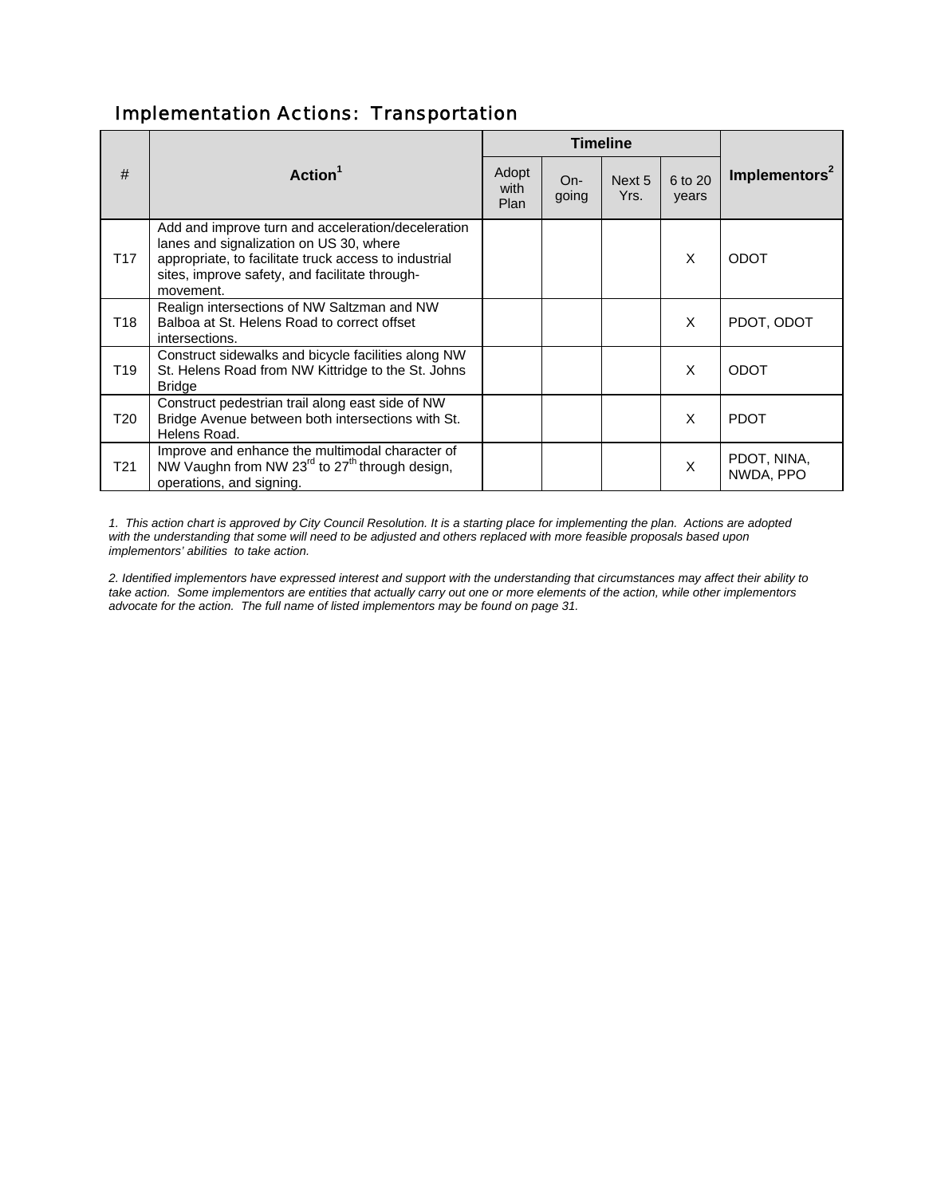## Implementation Actions: Transportation

| # | Action[1] | Timeline | | | | Implementors[2] |
|---|---|---|---|---|---|---|
| | | Adopt with Plan | On-going | Next 5 Yrs. | 6 to 20 years | |
| T17 | Add and improve turn and acceleration/deceleration lanes and signalization on US 30, where appropriate, to facilitate truck access to industrial sites, improve safety, and facilitate through-movement. | | | | X | ODOT |
| T18 | Realign intersections of NW Saltzman and NW Balboa at St. Helens Road to correct offset intersections. | | | | X | PDOT, ODOT |
| T19 | Construct sidewalks and bicycle facilities along NW St. Helens Road from NW Kittridge to the St. Johns Bridge | | | | X | ODOT |
| T20 | Construct pedestrian trail along east side of NW Bridge Avenue between both intersections with St. Helens Road. | | | | X | PDOT |
| T21 | Improve and enhance the multimodal character of NW Vaughn from NW 23rd to 27th through design, operations, and signing. | | | | X | PDOT, NINA, NWDA, PPO |

*1. This action chart is approved by City Council Resolution. It is a starting place for implementing the plan. Actions are adopted with the understanding that some will need to be adjusted and others replaced with more feasible proposals based upon implementors' abilities to take action.*

*2. Identified implementors have expressed interest and support with the understanding that circumstances may affect their ability to take action. Some implementors are entities that actually carry out one or more elements of the action, while other implementors advocate for the action. The full name of listed implementors may be found on page 31.*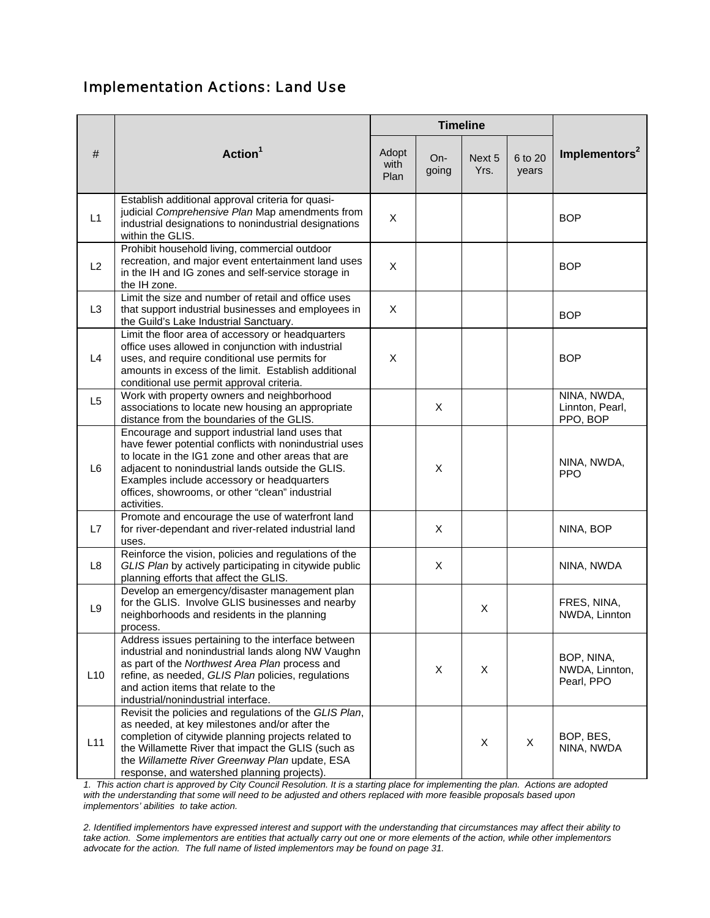## Implementation Actions: Land Use

| # | Action[1] | Timeline | | | | Implementors[2] |
|---|---|---|---|---|---|---|
| | | Adopt with Plan | On-going | Next 5 Yrs. | 6 to 20 years | |
| L1 | Establish additional approval criteria for quasi-judicial *Comprehensive Plan* Map amendments from industrial designations to nonindustrial designations within the GLIS. | X | | | | BOP |
| L2 | Prohibit household living, commercial outdoor recreation, and major event entertainment land uses in the IH and IG zones and self-service storage in the IH zone. | X | | | | BOP |
| L3 | Limit the size and number of retail and office uses that support industrial businesses and employees in the Guild's Lake Industrial Sanctuary. | X | | | | BOP |
| L4 | Limit the floor area of accessory or headquarters office uses allowed in conjunction with industrial uses, and require conditional use permits for amounts in excess of the limit. Establish additional conditional use permit approval criteria. | X | | | | BOP |
| L5 | Work with property owners and neighborhood associations to locate new housing an appropriate distance from the boundaries of the GLIS. | | X | | | NINA, NWDA, Linnton, Pearl, PPO, BOP |
| L6 | Encourage and support industrial land uses that have fewer potential conflicts with nonindustrial uses to locate in the IG1 zone and other areas that are adjacent to nonindustrial lands outside the GLIS. Examples include accessory or headquarters offices, showrooms, or other "clean" industrial activities. | | X | | | NINA, NWDA, PPO |
| L7 | Promote and encourage the use of waterfront land for river-dependant and river-related industrial land uses. | | X | | | NINA, BOP |
| L8 | Reinforce the vision, policies and regulations of the *GLIS Plan* by actively participating in citywide public planning efforts that affect the GLIS. | | X | | | NINA, NWDA |
| L9 | Develop an emergency/disaster management plan for the GLIS. Involve GLIS businesses and nearby neighborhoods and residents in the planning process. | | | X | | FRES, NINA, NWDA, Linnton |
| L10 | Address issues pertaining to the interface between industrial and nonindustrial lands along NW Vaughn as part of the *Northwest Area Plan* process and refine, as needed, *GLIS Plan* policies, regulations and action items that relate to the industrial/nonindustrial interface. | | X | X | | BOP, NINA, NWDA, Linnton, Pearl, PPO |
| L11 | Revisit the policies and regulations of the *GLIS Plan*, as needed, at key milestones and/or after the completion of citywide planning projects related to the Willamette River that impact the GLIS (such as the *Willamette River Greenway Plan* update, ESA response, and watershed planning projects). | | | X | X | BOP, BES, NINA, NWDA |

*1. This action chart is approved by City Council Resolution. It is a starting place for implementing the plan. Actions are adopted with the understanding that some will need to be adjusted and others replaced with more feasible proposals based upon implementors' abilities to take action.*

*2. Identified implementors have expressed interest and support with the understanding that circumstances may affect their ability to take action. Some implementors are entities that actually carry out one or more elements of the action, while other implementors advocate for the action. The full name of listed implementors may be found on page 31.*